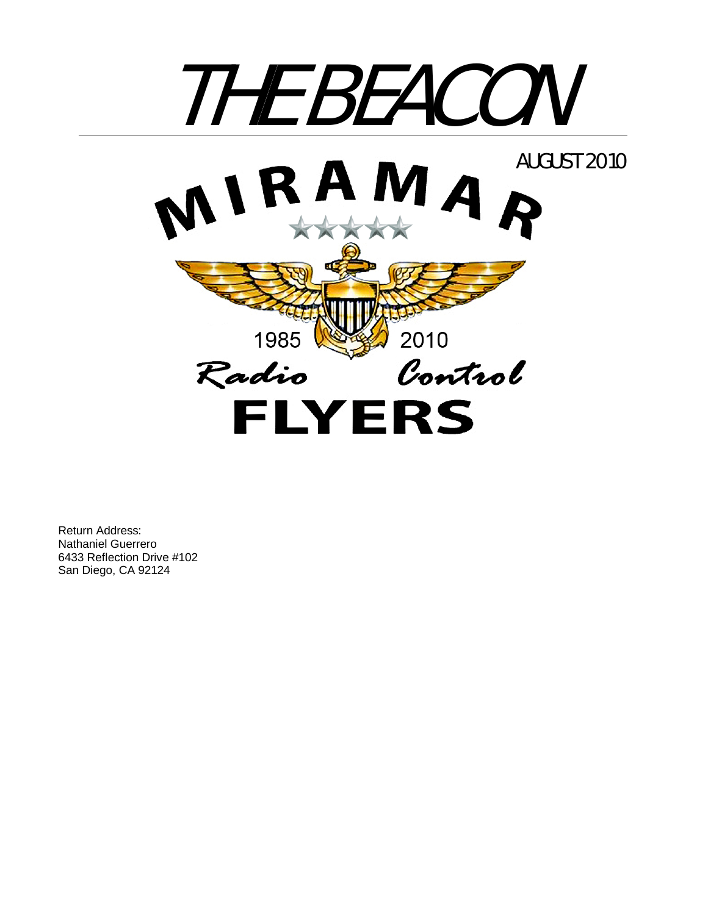# THE BEACON

AUGUST 2010

MIRAMAR

1985 2010

Radio Control

FLYERS

Return Address:
Nathaniel Guerrero
6433 Reflection Drive #102
San Diego, CA 92124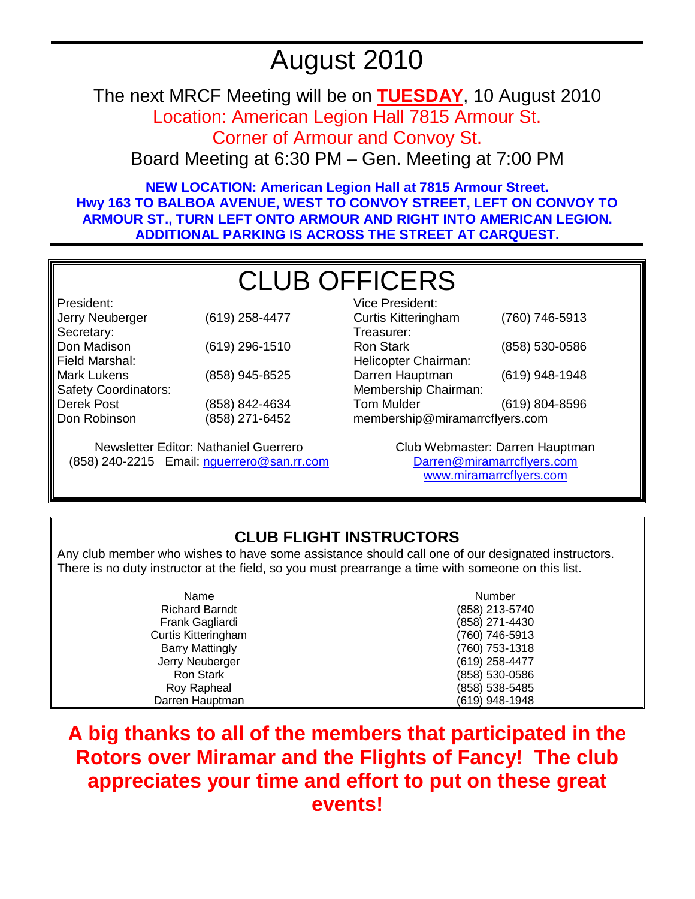# August 2010

The next MRCF Meeting will be on **TUESDAY**, 10 August 2010
Location: American Legion Hall 7815 Armour St.
Corner of Armour and Convoy St.
Board Meeting at 6:30 PM – Gen. Meeting at 7:00 PM

**NEW LOCATION: American Legion Hall at 7815 Armour Street.
Hwy 163 TO BALBOA AVENUE, WEST TO CONVOY STREET, LEFT ON CONVOY TO ARMOUR ST., TURN LEFT ONTO ARMOUR AND RIGHT INTO AMERICAN LEGION. ADDITIONAL PARKING IS ACROSS THE STREET AT CARQUEST.**

## CLUB OFFICERS

President:
Jerry Neuberger (619) 258-4477

Secretary:
Don Madison (619) 296-1510

Field Marshal:
Mark Lukens (858) 945-8525

Safety Coordinators:
Derek Post (858) 842-4634
Don Robinson (858) 271-6452

Vice President:
Curtis Kitteringham (760) 746-5913

Treasurer:
Ron Stark (858) 530-0586

Helicopter Chairman:
Darren Hauptman (619) 948-1948

Membership Chairman:
Tom Mulder (619) 804-8596
membership@miramarrcflyers.com

Newsletter Editor: Nathaniel Guerrero
(858) 240-2215 Email: nguerrero@san.rr.com

Club Webmaster: Darren Hauptman
Darren@miramarrcflyers.com
www.miramarrcflyers.com

### CLUB FLIGHT INSTRUCTORS

Any club member who wishes to have some assistance should call one of our designated instructors. There is no duty instructor at the field, so you must prearrange a time with someone on this list.

| Name | Number |
|---|---|
| Richard Barndt | (858) 213-5740 |
| Frank Gagliardi | (858) 271-4430 |
| Curtis Kitteringham | (760) 746-5913 |
| Barry Mattingly | (760) 753-1318 |
| Jerry Neuberger | (619) 258-4477 |
| Ron Stark | (858) 530-0586 |
| Roy Rapheal | (858) 538-5485 |
| Darren Hauptman | (619) 948-1948 |

**A big thanks to all of the members that participated in the Rotors over Miramar and the Flights of Fancy! The club appreciates your time and effort to put on these great events!**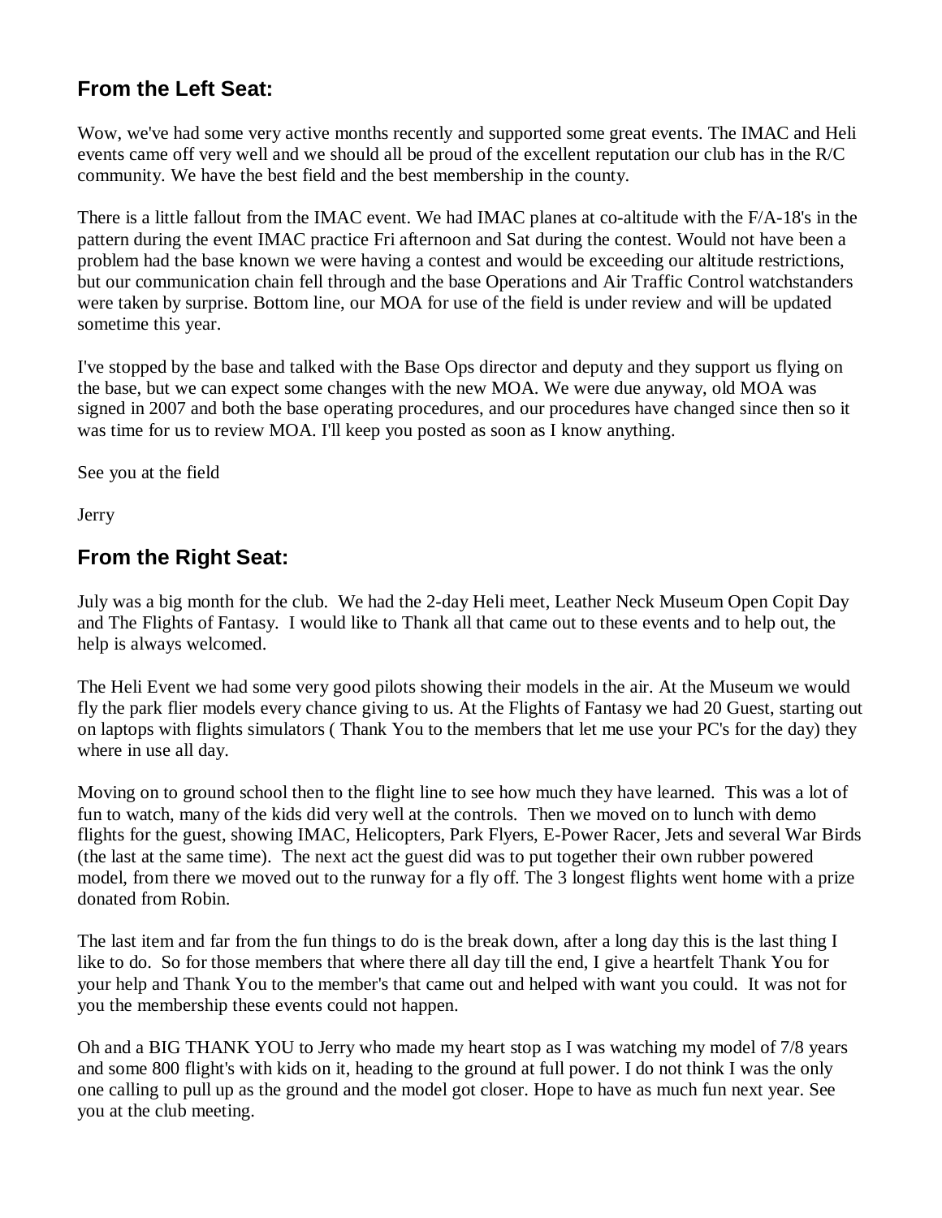## From the Left Seat:

Wow, we've had some very active months recently and supported some great events. The IMAC and Heli events came off very well and we should all be proud of the excellent reputation our club has in the R/C community. We have the best field and the best membership in the county.

There is a little fallout from the IMAC event. We had IMAC planes at co-altitude with the F/A-18's in the pattern during the event IMAC practice Fri afternoon and Sat during the contest. Would not have been a problem had the base known we were having a contest and would be exceeding our altitude restrictions, but our communication chain fell through and the base Operations and Air Traffic Control watchstanders were taken by surprise. Bottom line, our MOA for use of the field is under review and will be updated sometime this year.

I've stopped by the base and talked with the Base Ops director and deputy and they support us flying on the base, but we can expect some changes with the new MOA. We were due anyway, old MOA was signed in 2007 and both the base operating procedures, and our procedures have changed since then so it was time for us to review MOA. I'll keep you posted as soon as I know anything.

See you at the field

Jerry

## From the Right Seat:

July was a big month for the club. We had the 2-day Heli meet, Leather Neck Museum Open Copit Day and The Flights of Fantasy. I would like to Thank all that came out to these events and to help out, the help is always welcomed.

The Heli Event we had some very good pilots showing their models in the air. At the Museum we would fly the park flier models every chance giving to us. At the Flights of Fantasy we had 20 Guest, starting out on laptops with flights simulators ( Thank You to the members that let me use your PC's for the day) they where in use all day.

Moving on to ground school then to the flight line to see how much they have learned. This was a lot of fun to watch, many of the kids did very well at the controls. Then we moved on to lunch with demo flights for the guest, showing IMAC, Helicopters, Park Flyers, E-Power Racer, Jets and several War Birds (the last at the same time). The next act the guest did was to put together their own rubber powered model, from there we moved out to the runway for a fly off. The 3 longest flights went home with a prize donated from Robin.

The last item and far from the fun things to do is the break down, after a long day this is the last thing I like to do. So for those members that where there all day till the end, I give a heartfelt Thank You for your help and Thank You to the member's that came out and helped with want you could. It was not for you the membership these events could not happen.

Oh and a BIG THANK YOU to Jerry who made my heart stop as I was watching my model of 7/8 years and some 800 flight's with kids on it, heading to the ground at full power. I do not think I was the only one calling to pull up as the ground and the model got closer. Hope to have as much fun next year. See you at the club meeting.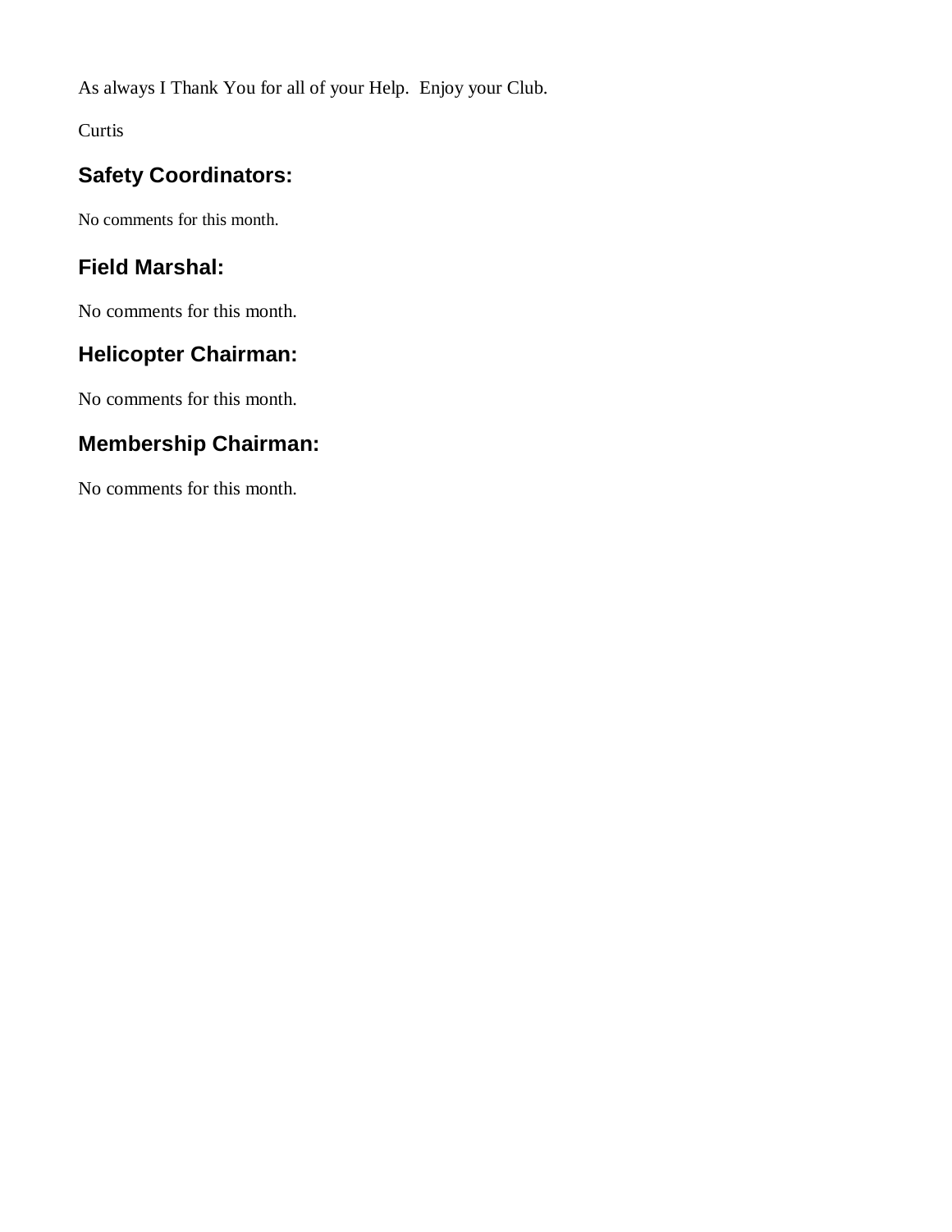As always I Thank You for all of your Help.  Enjoy your Club.

Curtis

## Safety Coordinators:

No comments for this month.

## Field Marshal:

No comments for this month.

## Helicopter Chairman:

No comments for this month.

## Membership Chairman:

No comments for this month.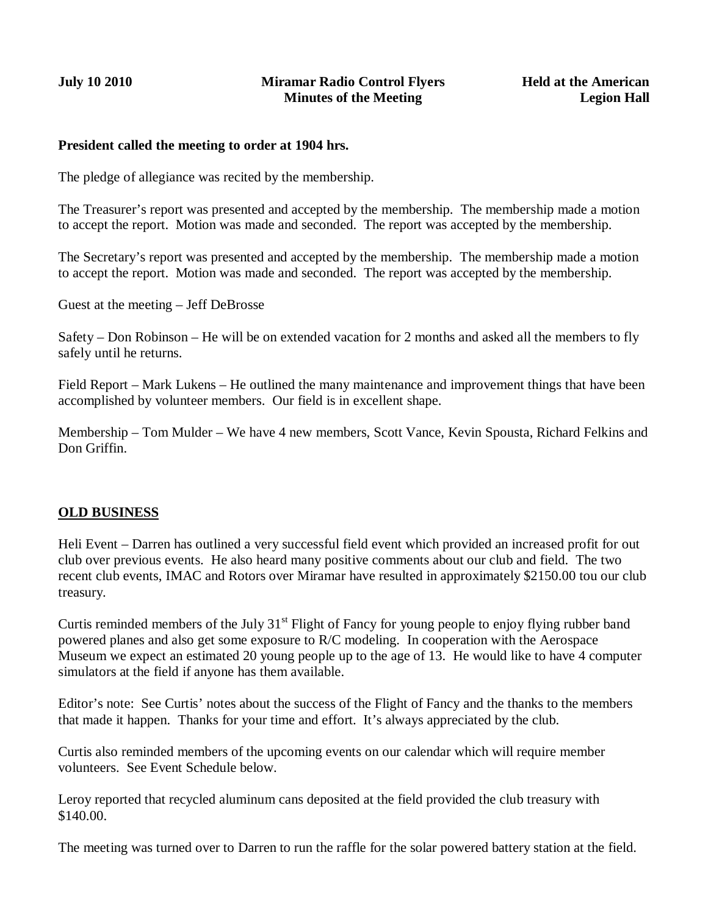**July 10 2010** **Miramar Radio Control Flyers** **Held at the American Legion Hall**

**Minutes of the Meeting**

**President called the meeting to order at 1904 hrs.**

The pledge of allegiance was recited by the membership.

The Treasurer's report was presented and accepted by the membership. The membership made a motion to accept the report. Motion was made and seconded. The report was accepted by the membership.

The Secretary's report was presented and accepted by the membership. The membership made a motion to accept the report. Motion was made and seconded. The report was accepted by the membership.

Guest at the meeting – Jeff DeBrosse

Safety – Don Robinson – He will be on extended vacation for 2 months and asked all the members to fly safely until he returns.

Field Report – Mark Lukens – He outlined the many maintenance and improvement things that have been accomplished by volunteer members. Our field is in excellent shape.

Membership – Tom Mulder – We have 4 new members, Scott Vance, Kevin Spousta, Richard Felkins and Don Griffin.

## OLD BUSINESS

Heli Event – Darren has outlined a very successful field event which provided an increased profit for out club over previous events. He also heard many positive comments about our club and field. The two recent club events, IMAC and Rotors over Miramar have resulted in approximately $2150.00 tou our club treasury.

Curtis reminded members of the July 31st Flight of Fancy for young people to enjoy flying rubber band powered planes and also get some exposure to R/C modeling. In cooperation with the Aerospace Museum we expect an estimated 20 young people up to the age of 13. He would like to have 4 computer simulators at the field if anyone has them available.

Editor's note: See Curtis' notes about the success of the Flight of Fancy and the thanks to the members that made it happen. Thanks for your time and effort. It's always appreciated by the club.

Curtis also reminded members of the upcoming events on our calendar which will require member volunteers. See Event Schedule below.

Leroy reported that recycled aluminum cans deposited at the field provided the club treasury with $140.00.

The meeting was turned over to Darren to run the raffle for the solar powered battery station at the field.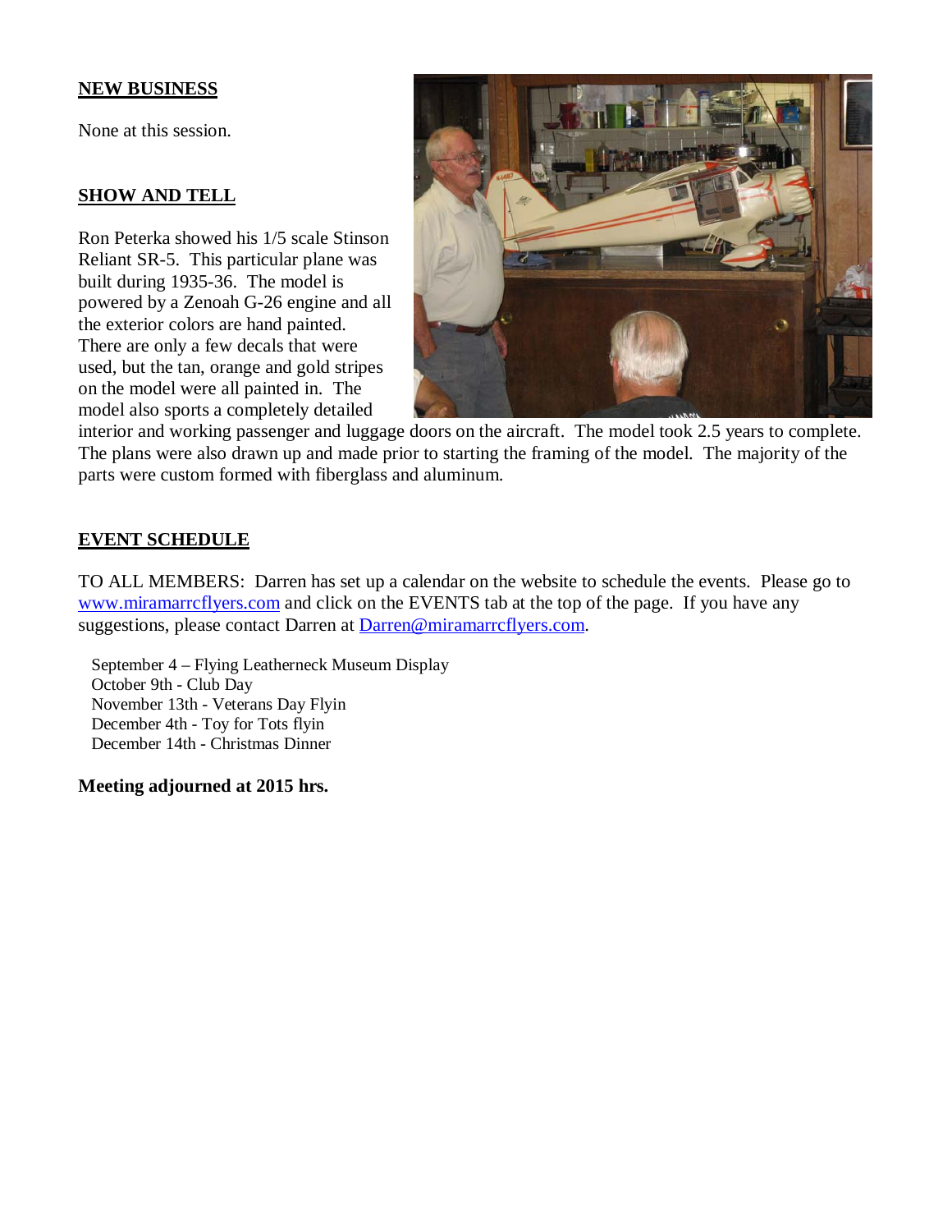## NEW BUSINESS

None at this session.

## SHOW AND TELL

Ron Peterka showed his 1/5 scale Stinson Reliant SR-5. This particular plane was built during 1935-36. The model is powered by a Zenoah G-26 engine and all the exterior colors are hand painted. There are only a few decals that were used, but the tan, orange and gold stripes on the model were all painted in. The model also sports a completely detailed interior and working passenger and luggage doors on the aircraft. The model took 2.5 years to complete. The plans were also drawn up and made prior to starting the framing of the model. The majority of the parts were custom formed with fiberglass and aluminum.

## EVENT SCHEDULE

TO ALL MEMBERS: Darren has set up a calendar on the website to schedule the events. Please go to www.miramarrcflyers.com and click on the EVENTS tab at the top of the page. If you have any suggestions, please contact Darren at Darren@miramarrcflyers.com.

September 4 – Flying Leatherneck Museum Display
October 9th - Club Day
November 13th - Veterans Day Flyin
December 4th - Toy for Tots flyin
December 14th - Christmas Dinner

**Meeting adjourned at 2015 hrs.**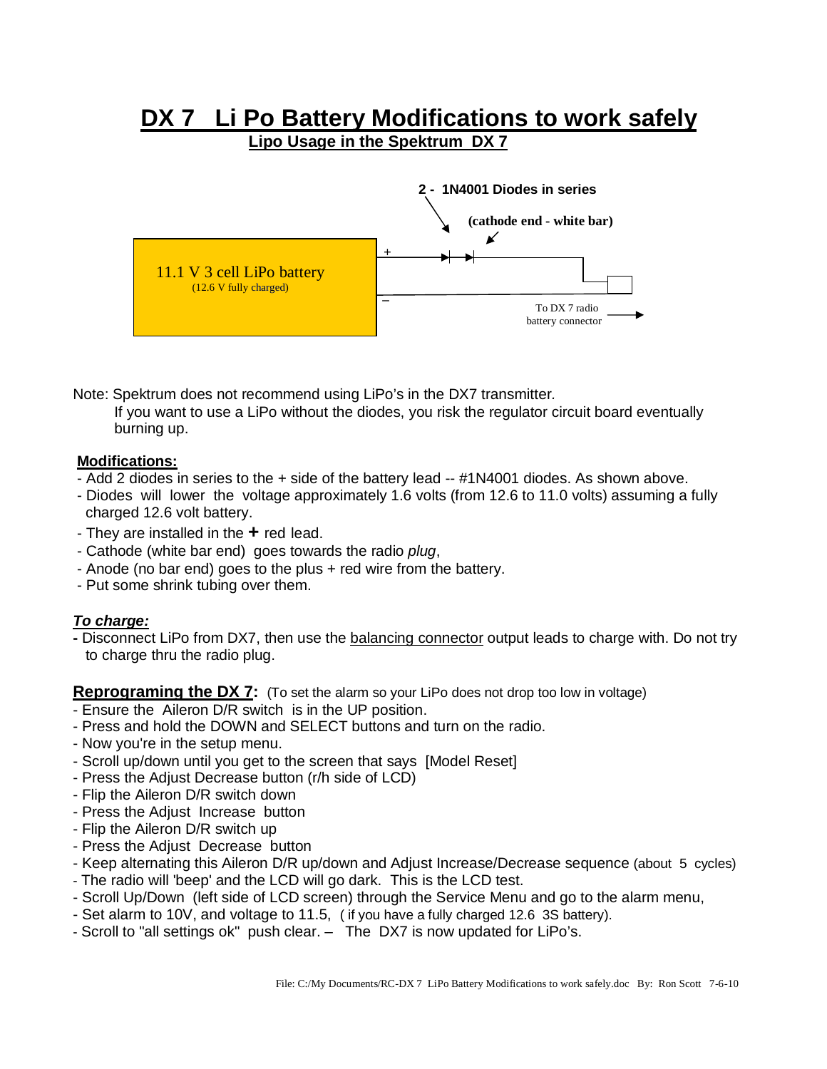# DX 7 Li Po Battery Modifications to work safely

## Lipo Usage in the Spektrum DX 7

**2 - 1N4001 Diodes in series**

**(cathode end - white bar)**

11.1 V 3 cell LiPo battery
(12.6 V fully charged)

+

–

To DX 7 radio battery connector

Note: Spektrum does not recommend using LiPo's in the DX7 transmitter.
If you want to use a LiPo without the diodes, you risk the regulator circuit board eventually burning up.

**Modifications:**

- Add 2 diodes in series to the + side of the battery lead -- #1N4001 diodes. As shown above.
- Diodes will lower the voltage approximately 1.6 volts (from 12.6 to 11.0 volts) assuming a fully charged 12.6 volt battery.
- They are installed in the **+** red lead.
- Cathode (white bar end) goes towards the radio *plug*,
- Anode (no bar end) goes to the plus + red wire from the battery.
- Put some shrink tubing over them.

***To charge:***

- Disconnect LiPo from DX7, then use the balancing connector output leads to charge with. Do not try to charge thru the radio plug.

**Reprograming the DX 7:** (To set the alarm so your LiPo does not drop too low in voltage)

- Ensure the Aileron D/R switch is in the UP position.
- Press and hold the DOWN and SELECT buttons and turn on the radio.
- Now you're in the setup menu.
- Scroll up/down until you get to the screen that says [Model Reset]
- Press the Adjust Decrease button (r/h side of LCD)
- Flip the Aileron D/R switch down
- Press the Adjust Increase button
- Flip the Aileron D/R switch up
- Press the Adjust Decrease button
- Keep alternating this Aileron D/R up/down and Adjust Increase/Decrease sequence (about 5 cycles)
- The radio will 'beep' and the LCD will go dark. This is the LCD test.
- Scroll Up/Down (left side of LCD screen) through the Service Menu and go to the alarm menu,
- Set alarm to 10V, and voltage to 11.5, ( if you have a fully charged 12.6 3S battery).
- Scroll to "all settings ok" push clear. – The DX7 is now updated for LiPo's.

File: C:/My Documents/RC-DX 7 LiPo Battery Modifications to work safely.doc By: Ron Scott 7-6-10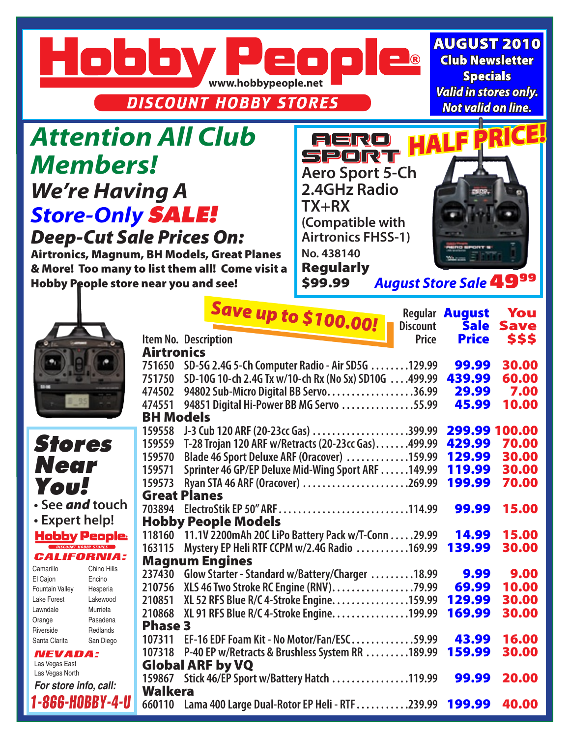# Hobby People®

www.hobbypeople.net

DISCOUNT HOBBY STORES

**AUGUST 2010 Club Newsletter Specials**
*Valid in stores only. Not valid on line.*

## *Attention All Club Members!*

### *We're Having A Store-Only SALE!*

### *Deep-Cut Sale Prices On:*

**Airtronics, Magnum, BH Models, Great Planes & More! Too many to list them all! Come visit a Hobby People store near you and see!**

**AERO SPORT** **HALF PRICE!**

Aero Sport 5-Ch 2.4GHz Radio TX+RX (Compatible with Airtronics FHSS-1)
No. 438140
**Regularly $99.99** *August Store Sale* **49.99**

**Save up to $100.00!**

| Item No. | Description | Regular Discount Price | August Sale Price | You Save $$$ |
|---|---|---|---|---|
| **Airtronics** | | | | |
| 751650 | SD-5G 2.4G 5-Ch Computer Radio - Air SD5G | 129.99 | 99.99 | 30.00 |
| 751750 | SD-10G 10-ch 2.4G Tx w/10-ch Rx (No Sx) SD10G | 499.99 | 439.99 | 60.00 |
| 474502 | 94802 Sub-Micro Digital BB Servo | 36.99 | 29.99 | 7.00 |
| 474551 | 94851 Digital Hi-Power BB MG Servo | 55.99 | 45.99 | 10.00 |
| **BH Models** | | | | |
| 159558 | J-3 Cub 120 ARF (20-23cc Gas) | 399.99 | 299.99 | 100.00 |
| 159559 | T-28 Trojan 120 ARF w/Retracts (20-23cc Gas) | 499.99 | 429.99 | 70.00 |
| 159570 | Blade 46 Sport Deluxe ARF (Oracover) | 159.99 | 129.99 | 30.00 |
| 159571 | Sprinter 46 GP/EP Deluxe Mid-Wing Sport ARF | 149.99 | 119.99 | 30.00 |
| 159573 | Ryan STA 46 ARF (Oracover) | 269.99 | 199.99 | 70.00 |
| **Great Planes** | | | | |
| 703894 | ElectroStik EP 50" ARF | 114.99 | 99.99 | 15.00 |
| **Hobby People Models** | | | | |
| 118160 | 11.1V 2200mAh 20C LiPo Battery Pack w/T-Conn | 29.99 | 14.99 | 15.00 |
| 163115 | Mystery EP Heli RTF CCPM w/2.4G Radio | 169.99 | 139.99 | 30.00 |
| **Magnum Engines** | | | | |
| 237430 | Glow Starter - Standard w/Battery/Charger | 18.99 | 9.99 | 9.00 |
| 210756 | XLS 46 Two Stroke RC Engine (RNV) | 79.99 | 69.99 | 10.00 |
| 210851 | XL 52 RFS Blue R/C 4-Stroke Engine | 159.99 | 129.99 | 30.00 |
| 210868 | XL 91 RFS Blue R/C 4-Stroke Engine | 199.99 | 169.99 | 30.00 |
| **Phase 3** | | | | |
| 107311 | EF-16 EDF Foam Kit - No Motor/Fan/ESC | 59.99 | 43.99 | 16.00 |
| 107318 | P-40 EP w/Retracts & Brushless System RR | 189.99 | 159.99 | 30.00 |
| **Global ARF by VQ** | | | | |
| 159867 | Stick 46/EP Sport w/Battery Hatch | 119.99 | 99.99 | 20.00 |
| **Walkera** | | | | |
| 660110 | Lama 400 Large Dual-Rotor EP Heli - RTF | 239.99 | 199.99 | 40.00 |

## *Stores Near You!*

- See *and* touch
- Expert help!

**Hobby People®** DISCOUNT HOBBY STORES

***CALIFORNIA:***

Camarillo, Chino Hills, El Cajon, Encino, Fountain Valley, Hesperia, Lake Forest, Lakewood, Lawndale, Murrieta, Orange, Pasadena, Riverside, Redlands, Santa Clarita, San Diego

***NEVADA:***

Las Vegas East, Las Vegas North

*For store info, call:*

**1-866-HOBBY-4-U**